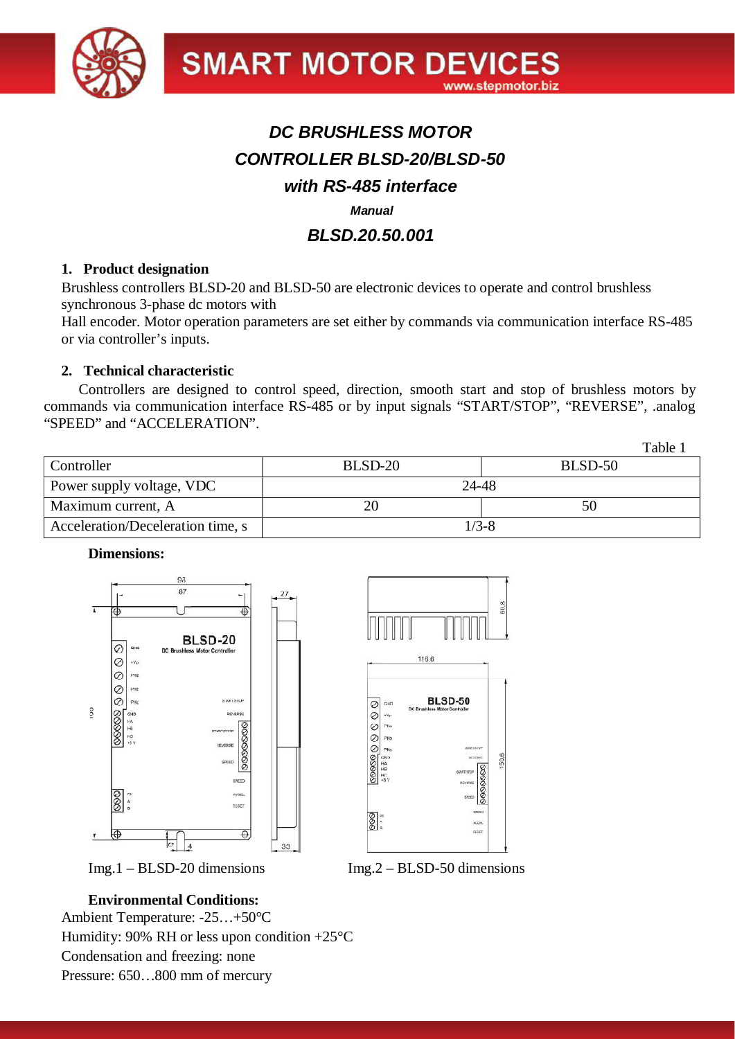# DC BRUSHLESS MOTOR CONTROLLER BLSD-20/BLSD-50 with RS-485 interface

***Manual***

## *BLSD.20.50.001*

### 1. Product designation

Brushless controllers BLSD-20 and BLSD-50 are electronic devices to operate and control brushless synchronous 3-phase dc motors with

Hall encoder. Motor operation parameters are set either by commands via communication interface RS-485 or via controller's inputs.

### 2. Technical characteristic

Controllers are designed to control speed, direction, smooth start and stop of brushless motors by commands via communication interface RS-485 or by input signals "START/STOP", "REVERSE", .analog "SPEED" and "ACCELERATION".

Table 1

| Controller | BLSD-20 | BLSD-50 |
|---|---|---|
| Power supply voltage, VDC | 24-48 | |
| Maximum current, A | 20 | 50 |
| Acceleration/Deceleration time, s | 1/3-8 | |

**Dimensions:**

Img.1 – BLSD-20 dimensions

Img.2 – BLSD-50 dimensions

**Environmental Conditions:**

Ambient Temperature: -25…+50°C

Humidity: 90% RH or less upon condition +25°C

Condensation and freezing: none

Pressure: 650…800 mm of mercury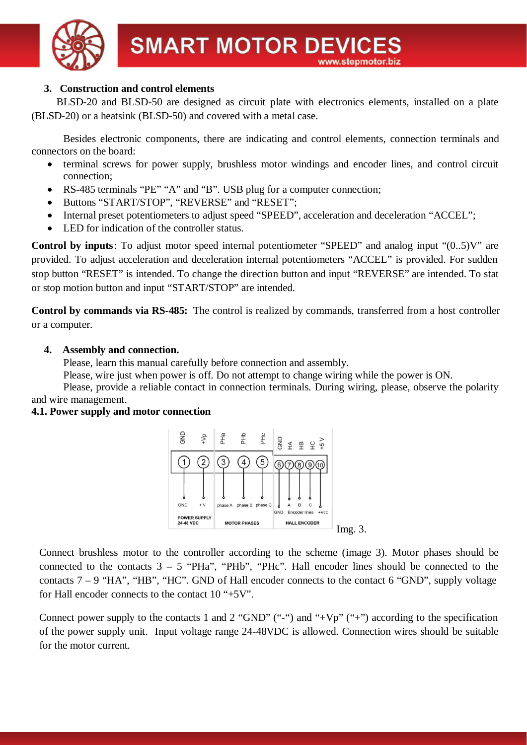### 3. Construction and control elements

BLSD-20 and BLSD-50 are designed as circuit plate with electronics elements, installed on a plate (BLSD-20) or a heatsink (BLSD-50) and covered with a metal case.

Besides electronic components, there are indicating and control elements, connection terminals and connectors on the board:

- terminal screws for power supply, brushless motor windings and encoder lines, and control circuit connection;
- RS-485 terminals "PE" "A" and "B". USB plug for a computer connection;
- Buttons "START/STOP", "REVERSE" and "RESET";
- Internal preset potentiometers to adjust speed "SPEED", acceleration and deceleration "ACCEL";
- LED for indication of the controller status.

**Control by inputs**: To adjust motor speed internal potentiometer "SPEED" and analog input "(0..5)V" are provided. To adjust acceleration and deceleration internal potentiometers "ACCEL" is provided. For sudden stop button "RESET" is intended. To change the direction button and input "REVERSE" are intended. To stat or stop motion button and input "START/STOP" are intended.

**Control by commands via RS-485:** The control is realized by commands, transferred from a host controller or a computer.

### 4. Assembly and connection.

Please, learn this manual carefully before connection and assembly.

Please, wire just when power is off. Do not attempt to change wiring while the power is ON.

Please, provide a reliable contact in connection terminals. During wiring, please, observe the polarity and wire management.

#### 4.1. Power supply and motor connection

| POWER SUPPLY 24-48 VDC | | MOTOR PHASES | | | HALL ENCODER | | | | |
|---|---|---|---|---|---|---|---|---|---|
| GND | +Vp | PHa | PHb | PHc | GND | HA | HB | HC | +5 V |
| 1 | 2 | 3 | 4 | 5 | 6 | 7 | 8 | 9 | 10 |
| GND | +V | phase A | phase B | phase C | GND | A | B | C | +Vcc |

Img. 3.

Connect brushless motor to the controller according to the scheme (image 3). Motor phases should be connected to the contacts 3 – 5 "PHa", "PHb", "PHc". Hall encoder lines should be connected to the contacts 7 – 9 "HA", "HB", "HC". GND of Hall encoder connects to the contact 6 "GND", supply voltage for Hall encoder connects to the contact 10 "+5V".

Connect power supply to the contacts 1 and 2 "GND" ("-") and "+Vp" ("+") according to the specification of the power supply unit. Input voltage range 24-48VDC is allowed. Connection wires should be suitable for the motor current.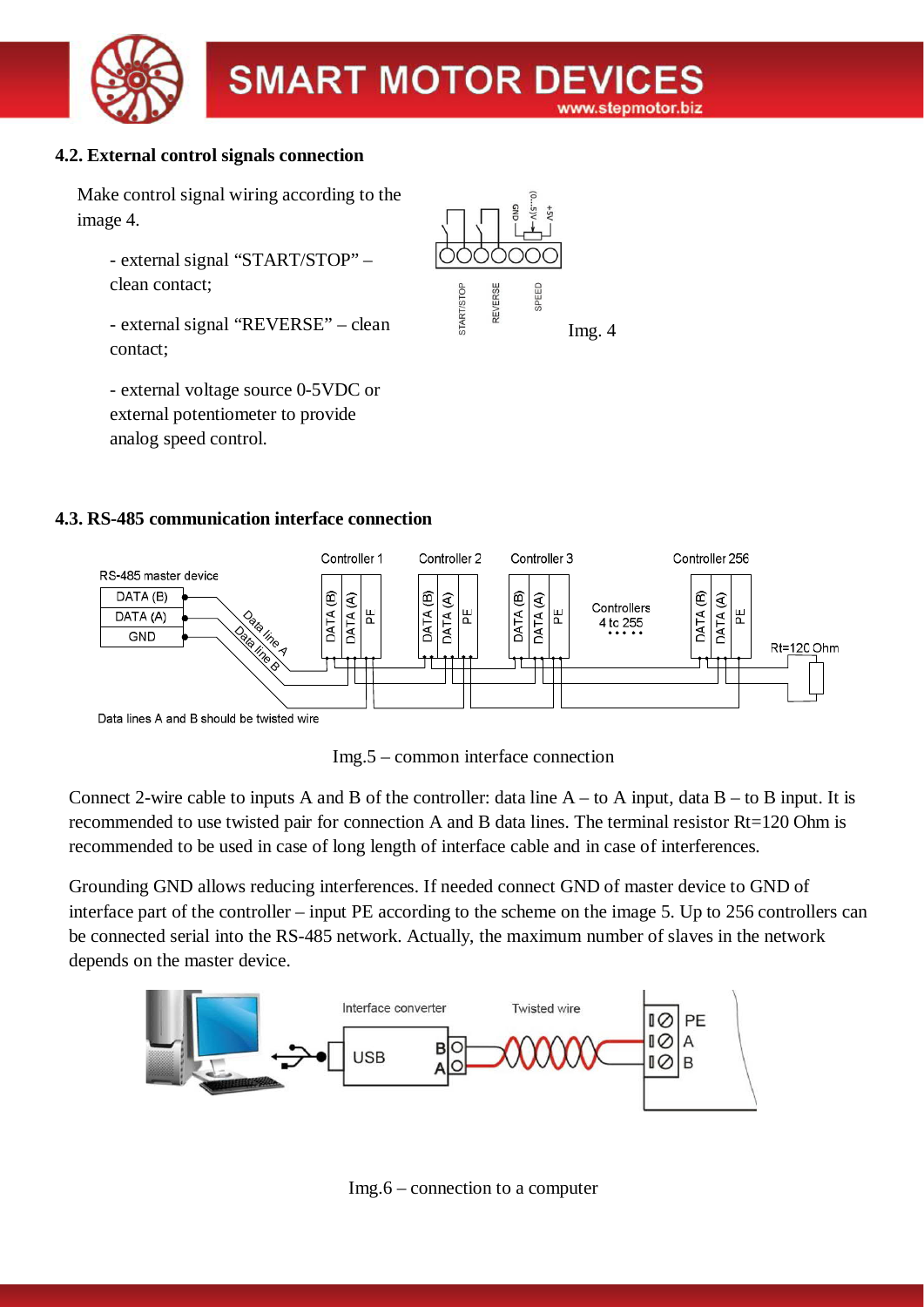### 4.2. External control signals connection

Make control signal wiring according to the image 4.

- external signal "START/STOP" – clean contact;
- external signal "REVERSE" – clean contact;
- external voltage source 0-5VDC or external potentiometer to provide analog speed control.

Img. 4

### 4.3. RS-485 communication interface connection

Img.5 – common interface connection

Connect 2-wire cable to inputs A and B of the controller: data line A – to A input, data B – to B input. It is recommended to use twisted pair for connection A and B data lines. The terminal resistor Rt=120 Ohm is recommended to be used in case of long length of interface cable and in case of interferences.

Grounding GND allows reducing interferences. If needed connect GND of master device to GND of interface part of the controller – input PE according to the scheme on the image 5. Up to 256 controllers can be connected serial into the RS-485 network. Actually, the maximum number of slaves in the network depends on the master device.

Img.6 – connection to a computer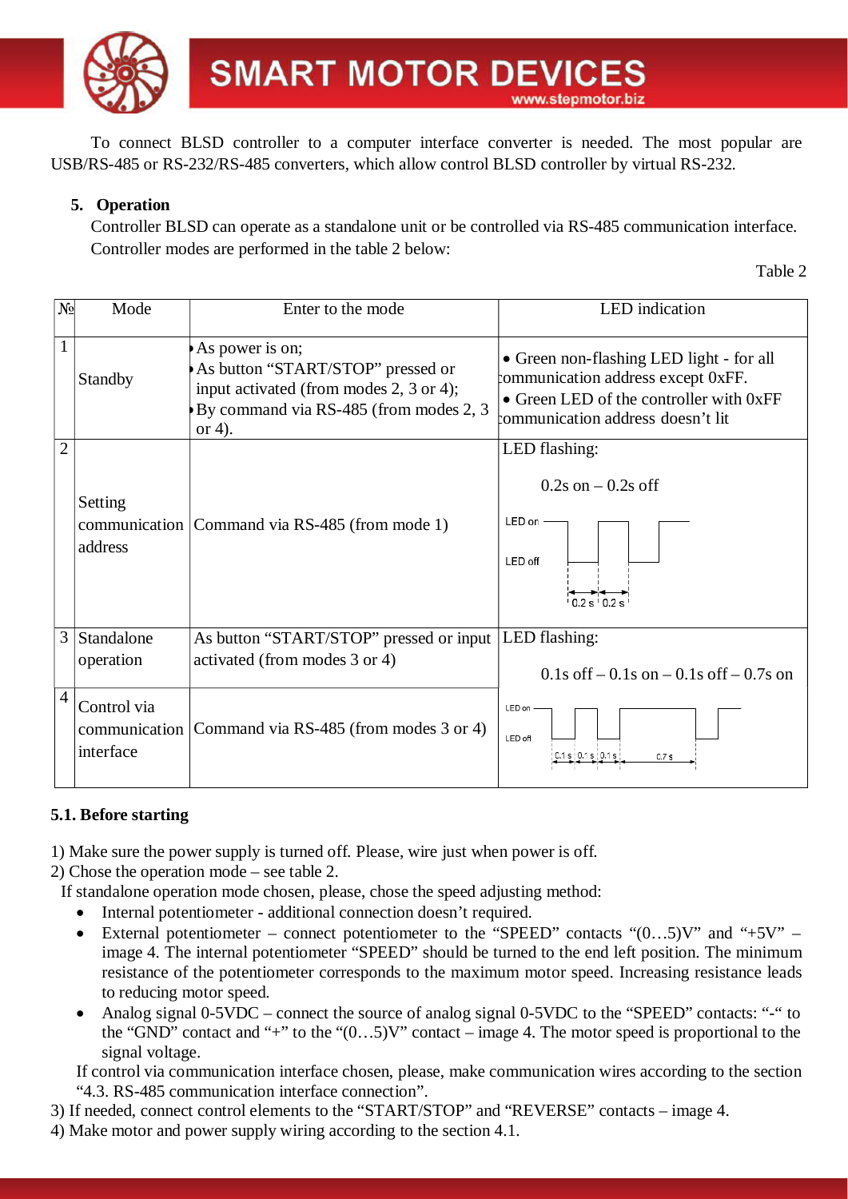To connect BLSD controller to a computer interface converter is needed. The most popular are USB/RS-485 or RS-232/RS-485 converters, which allow control BLSD controller by virtual RS-232.

## 5. Operation

Controller BLSD can operate as a standalone unit or be controlled via RS-485 communication interface. Controller modes are performed in the table 2 below:

Table 2

| № | Mode | Enter to the mode | LED indication |
|---|---|---|---|
| 1 | Standby | • As power is on;<br>• As button "START/STOP" pressed or input activated (from modes 2, 3 or 4);<br>• By command via RS-485 (from modes 2, 3 or 4). | • Green non-flashing LED light - for all communication address except 0xFF.<br>• Green LED of the controller with 0xFF communication address doesn't lit |
| 2 | Setting communication address | Command via RS-485 (from mode 1) | LED flashing:<br>0.2s on – 0.2s off |
| 3 | Standalone operation | As button "START/STOP" pressed or input activated (from modes 3 or 4) | LED flashing:<br>0.1s off – 0.1s on – 0.1s off – 0.7s on |
| 4 | Control via communication interface | Command via RS-485 (from modes 3 or 4) | |

### 5.1. Before starting

1) Make sure the power supply is turned off. Please, wire just when power is off.
2) Chose the operation mode – see table 2.

If standalone operation mode chosen, please, chose the speed adjusting method:

- Internal potentiometer - additional connection doesn't required.
- External potentiometer – connect potentiometer to the "SPEED" contacts "(0…5)V" and "+5V" – image 4. The internal potentiometer "SPEED" should be turned to the end left position. The minimum resistance of the potentiometer corresponds to the maximum motor speed. Increasing resistance leads to reducing motor speed.
- Analog signal 0-5VDC – connect the source of analog signal 0-5VDC to the "SPEED" contacts: "-" to the "GND" contact and "+" to the "(0…5)V" contact – image 4. The motor speed is proportional to the signal voltage.

If control via communication interface chosen, please, make communication wires according to the section "4.3. RS-485 communication interface connection".

3) If needed, connect control elements to the "START/STOP" and "REVERSE" contacts – image 4.
4) Make motor and power supply wiring according to the section 4.1.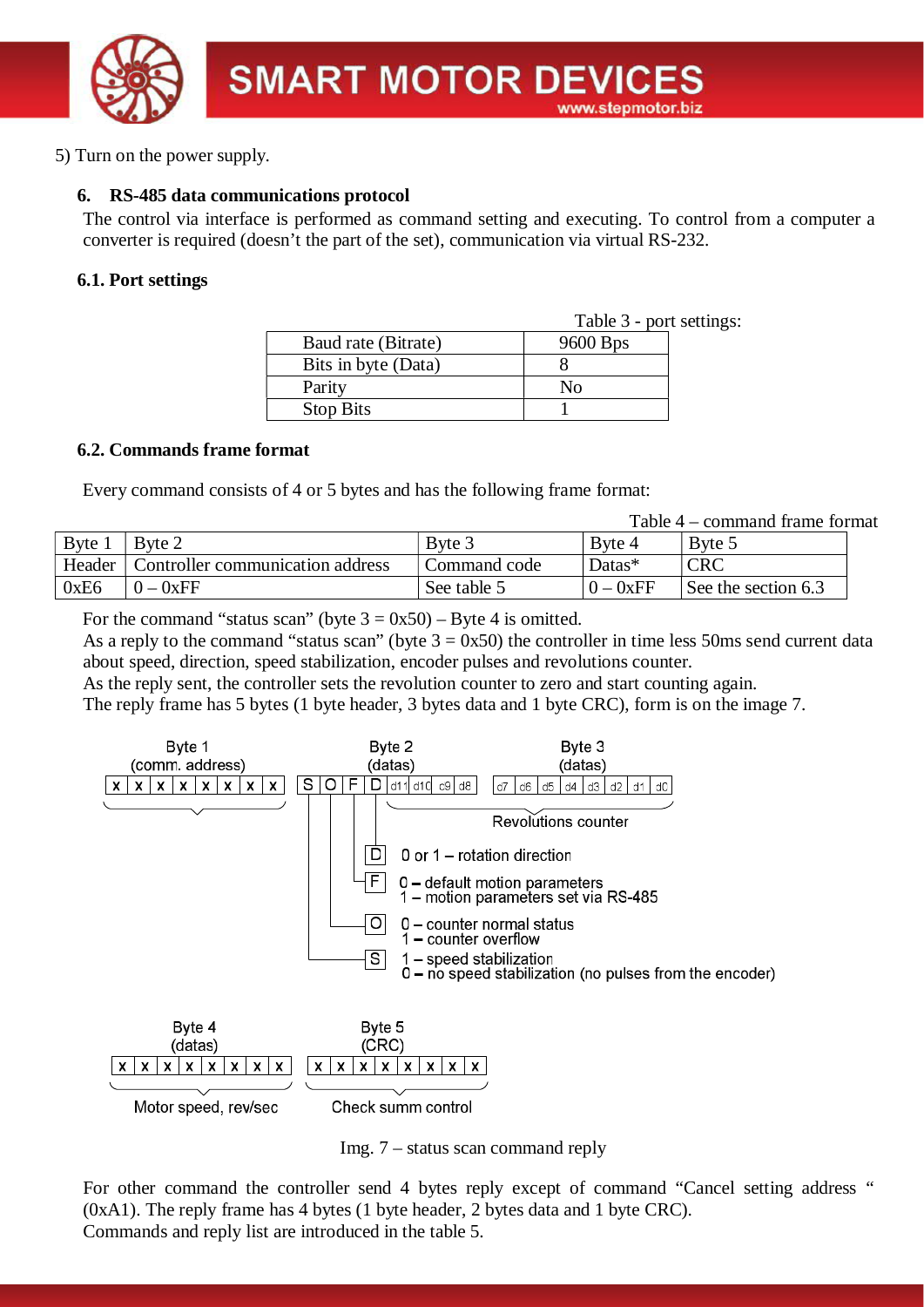5) Turn on the power supply.

## 6. RS-485 data communications protocol

The control via interface is performed as command setting and executing. To control from a computer a converter is required (doesn't the part of the set), communication via virtual RS-232.

### 6.1. Port settings

Table 3 - port settings:

| Baud rate (Bitrate) | 9600 Bps |
|---|---|
| Bits in byte (Data) | 8 |
| Parity | No |
| Stop Bits | 1 |

### 6.2. Commands frame format

Every command consists of 4 or 5 bytes and has the following frame format:

Table 4 – command frame format

| Byte 1 | Byte 2 | Byte 3 | Byte 4 | Byte 5 |
|---|---|---|---|---|
| Header | Controller communication address | Command code | Datas* | CRC |
| 0xE6 | 0 – 0xFF | See table 5 | 0 – 0xFF | See the section 6.3 |

For the command "status scan" (byte 3 = 0x50) – Byte 4 is omitted.

As a reply to the command "status scan" (byte 3 = 0x50) the controller in time less 50ms send current data about speed, direction, speed stabilization, encoder pulses and revolutions counter.

As the reply sent, the controller sets the revolution counter to zero and start counting again.

The reply frame has 5 bytes (1 byte header, 3 bytes data and 1 byte CRC), form is on the image 7.

Byte 1 (comm. address): x x x x x x x x

Byte 2 (datas): S O F D d11 d10 c9 d8

Byte 3 (datas): d7 d6 d5 d4 d3 d2 d1 d0

Revolutions counter

- D – 0 or 1 – rotation direction
- F – 0 – default motion parameters; 1 – motion parameters set via RS-485
- O – 0 – counter normal status; 1 – counter overflow
- S – 1 – speed stabilization; 0 – no speed stabilization (no pulses from the encoder)

Byte 4 (datas): x x x x x x x x – Motor speed, rev/sec

Byte 5 (CRC): x x x x x x x x – Check summ control

Img. 7 – status scan command reply

For other command the controller send 4 bytes reply except of command "Cancel setting address " (0xA1). The reply frame has 4 bytes (1 byte header, 2 bytes data and 1 byte CRC).

Commands and reply list are introduced in the table 5.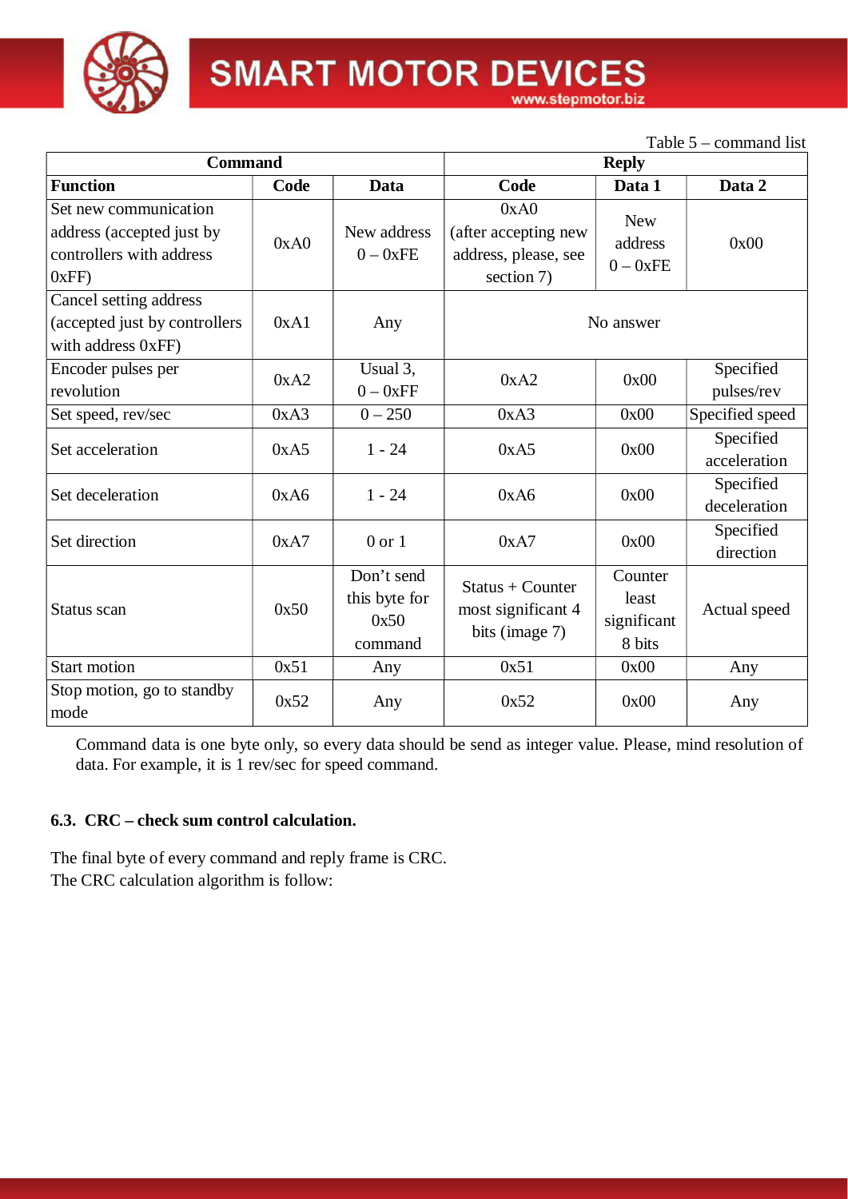Table 5 – command list

| Command | | | Reply | | |
|---|---|---|---|---|---|
| **Function** | **Code** | **Data** | **Code** | **Data 1** | **Data 2** |
| Set new communication address (accepted just by controllers with address 0xFF) | 0xA0 | New address 0 – 0xFE | 0xA0 (after accepting new address, please, see section 7) | New address 0 – 0xFE | 0x00 |
| Cancel setting address (accepted just by controllers with address 0xFF) | 0xA1 | Any | No answer | | |
| Encoder pulses per revolution | 0xA2 | Usual 3, 0 – 0xFF | 0xA2 | 0x00 | Specified pulses/rev |
| Set speed, rev/sec | 0xA3 | 0 – 250 | 0xA3 | 0x00 | Specified speed |
| Set acceleration | 0xA5 | 1 - 24 | 0xA5 | 0x00 | Specified acceleration |
| Set deceleration | 0xA6 | 1 - 24 | 0xA6 | 0x00 | Specified deceleration |
| Set direction | 0xA7 | 0 or 1 | 0xA7 | 0x00 | Specified direction |
| Status scan | 0x50 | Don't send this byte for 0x50 command | Status + Counter most significant 4 bits (image 7) | Counter least significant 8 bits | Actual speed |
| Start motion | 0x51 | Any | 0x51 | 0x00 | Any |
| Stop motion, go to standby mode | 0x52 | Any | 0x52 | 0x00 | Any |

Command data is one byte only, so every data should be send as integer value. Please, mind resolution of data. For example, it is 1 rev/sec for speed command.

### 6.3. CRC – check sum control calculation.

The final byte of every command and reply frame is CRC.
The CRC calculation algorithm is follow: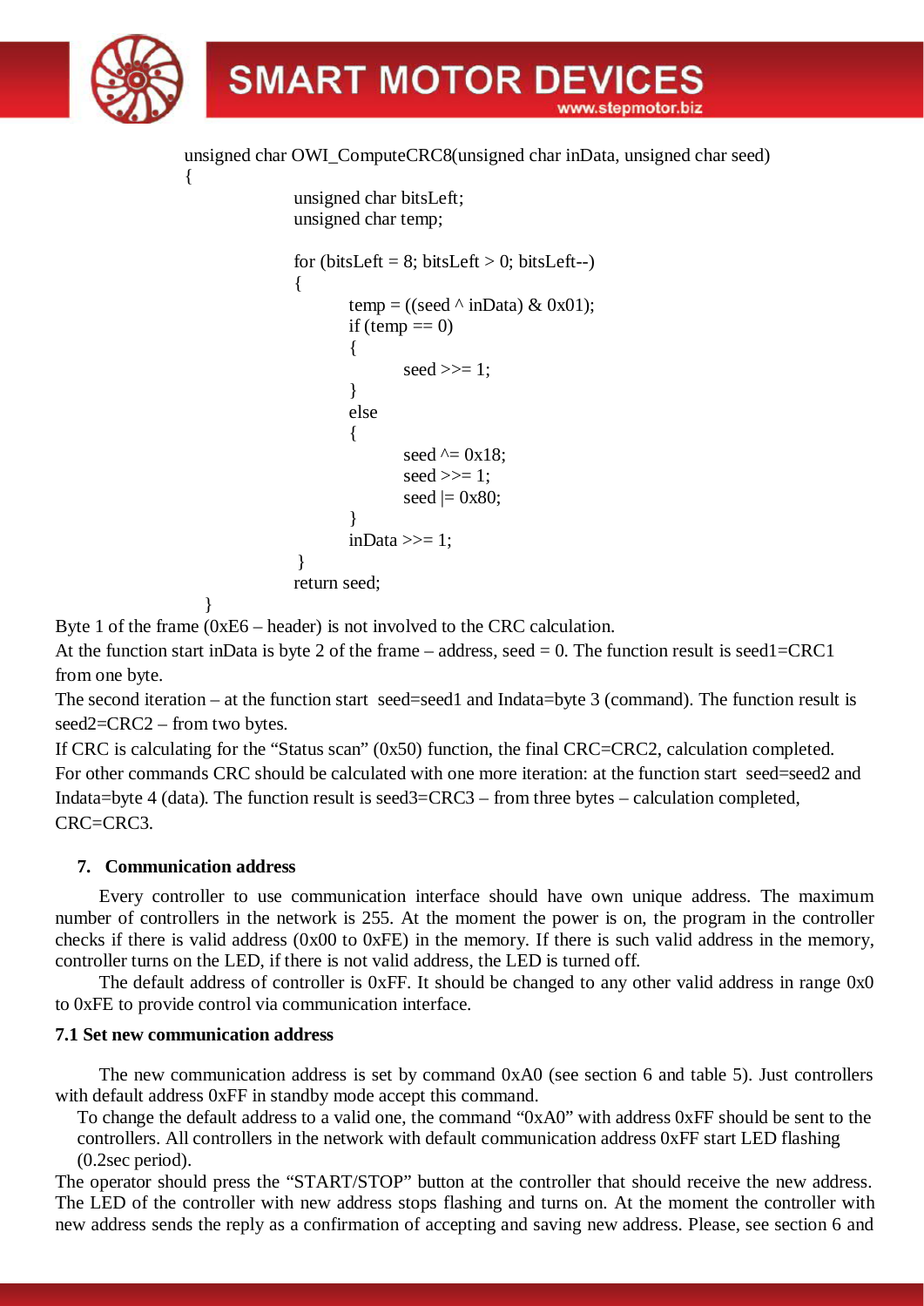```
unsigned char OWI_ComputeCRC8(unsigned char inData, unsigned char seed)
{
        unsigned char bitsLeft;
        unsigned char temp;

        for (bitsLeft = 8; bitsLeft > 0; bitsLeft--)
        {
                temp = ((seed ^ inData) & 0x01);
                if (temp == 0)
                {
                        seed >>= 1;
                }
                else
                {
                        seed ^= 0x18;
                        seed >>= 1;
                        seed |= 0x80;
                }
                inData >>= 1;
        }
        return seed;
}
```

Byte 1 of the frame (0xE6 – header) is not involved to the CRC calculation.

At the function start inData is byte 2 of the frame – address, seed = 0. The function result is seed1=CRC1 from one byte.

The second iteration – at the function start seed=seed1 and Indata=byte 3 (command). The function result is seed2=CRC2 – from two bytes.

If CRC is calculating for the "Status scan" (0x50) function, the final CRC=CRC2, calculation completed.

For other commands CRC should be calculated with one more iteration: at the function start seed=seed2 and Indata=byte 4 (data). The function result is seed3=CRC3 – from three bytes – calculation completed, CRC=CRC3.

## 7. Communication address

Every controller to use communication interface should have own unique address. The maximum number of controllers in the network is 255. At the moment the power is on, the program in the controller checks if there is valid address (0x00 to 0xFE) in the memory. If there is such valid address in the memory, controller turns on the LED, if there is not valid address, the LED is turned off.

The default address of controller is 0xFF. It should be changed to any other valid address in range 0x0 to 0xFE to provide control via communication interface.

### 7.1 Set new communication address

The new communication address is set by command 0xA0 (see section 6 and table 5). Just controllers with default address 0xFF in standby mode accept this command.

To change the default address to a valid one, the command "0xA0" with address 0xFF should be sent to the controllers. All controllers in the network with default communication address 0xFF start LED flashing (0.2sec period).

The operator should press the "START/STOP" button at the controller that should receive the new address. The LED of the controller with new address stops flashing and turns on. At the moment the controller with new address sends the reply as a confirmation of accepting and saving new address. Please, see section 6 and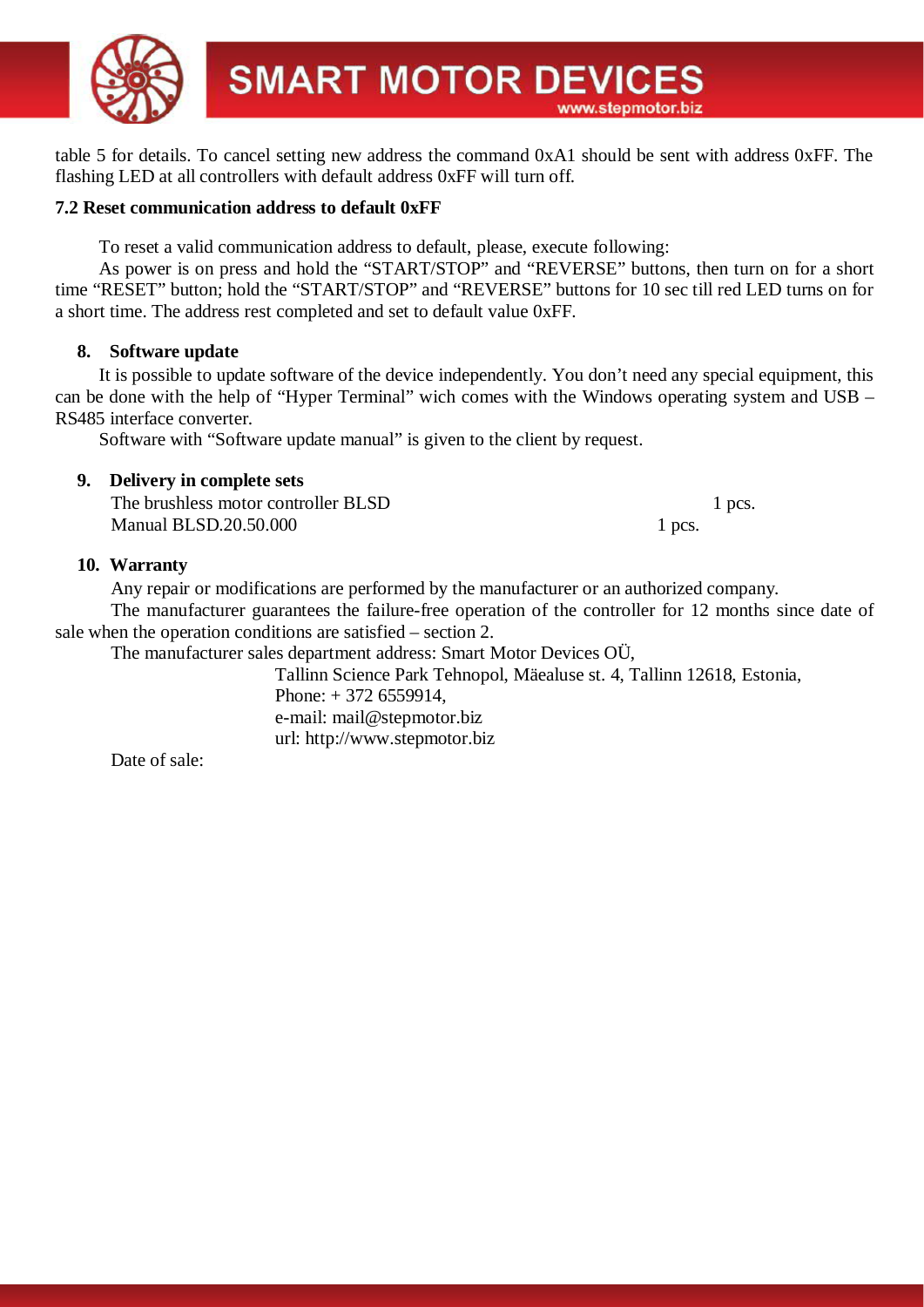table 5 for details. To cancel setting new address the command 0xA1 should be sent with address 0xFF. The flashing LED at all controllers with default address 0xFF will turn off.

### 7.2 Reset communication address to default 0xFF

To reset a valid communication address to default, please, execute following:

As power is on press and hold the "START/STOP" and "REVERSE" buttons, then turn on for a short time "RESET" button; hold the "START/STOP" and "REVERSE" buttons for 10 sec till red LED turns on for a short time. The address rest completed and set to default value 0xFF.

## 8. Software update

It is possible to update software of the device independently. You don't need any special equipment, this can be done with the help of "Hyper Terminal" wich comes with the Windows operating system and USB – RS485 interface converter.

Software with "Software update manual" is given to the client by request.

## 9. Delivery in complete sets

| | |
|---|---|
| The brushless motor controller BLSD | 1 pcs. |
| Manual BLSD.20.50.000 | 1 pcs. |

## 10. Warranty

Any repair or modifications are performed by the manufacturer or an authorized company.

The manufacturer guarantees the failure-free operation of the controller for 12 months since date of sale when the operation conditions are satisfied – section 2.

The manufacturer sales department address: Smart Motor Devices OÜ,
Tallinn Science Park Tehnopol, Mäealuse st. 4, Tallinn 12618, Estonia,
Phone: + 372 6559914,
e-mail: mail@stepmotor.biz
url: http://www.stepmotor.biz

Date of sale: